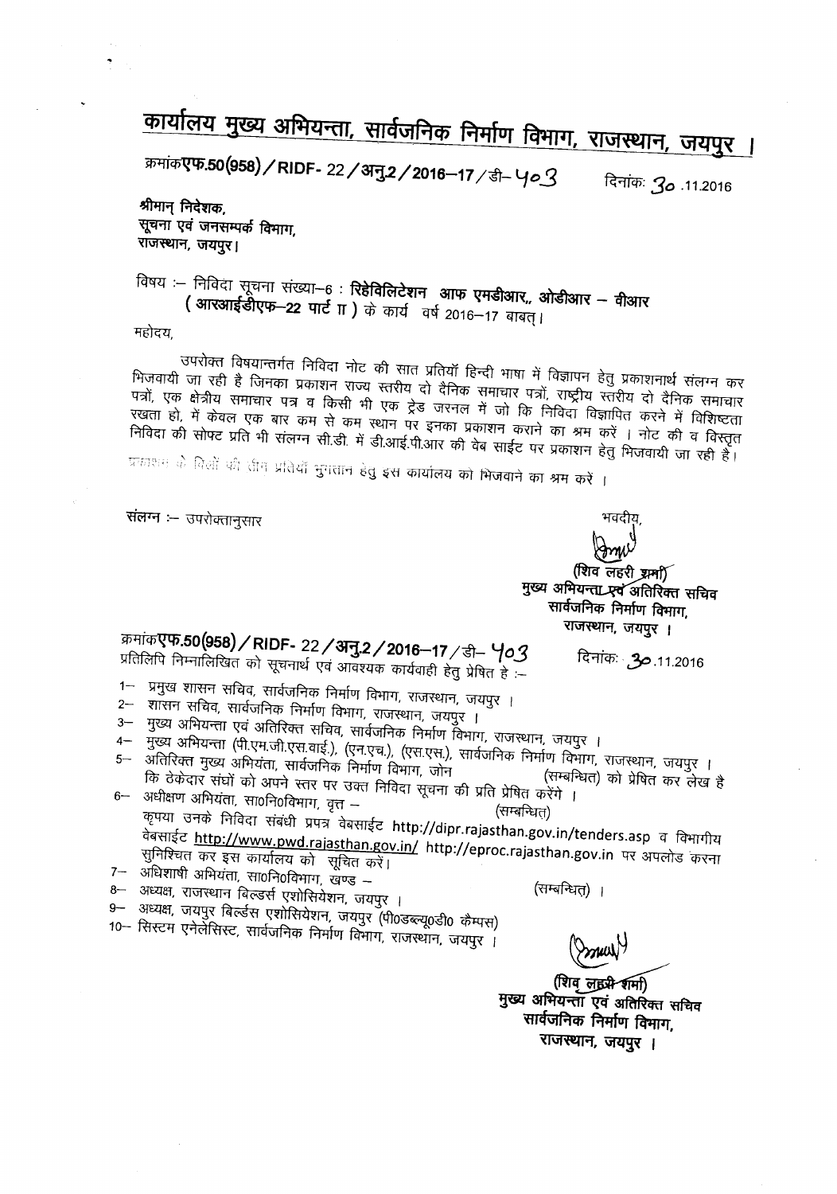# कार्यालय मुख्य अभियन्ता, सार्वजनिक निर्माण विभाग, राजस्थान, जयपुर ।

क्रमांक **एफ.50(958) / RIDF- 22 / अनु.2 / 2016–17** / डी– 403 दिनांकः 30 .11.2016

**श्रीमान् निदेशक,**
**सूचना एवं जनसम्पर्क विभाग,**
**राजस्थान, जयपुर।**

विषय :– निविदा सूचना संख्या–6 : **रिहेबिलिटेशन आफ एमडीआर,, ओडीआर – वीआर ( आरआईडीएफ–22 पार्ट II )** के कार्य वर्ष 2016–17 बाबत्।

महोदय,

उपरोक्त विषयान्तर्गत निविदा नोट की सात प्रतियॉ हिन्दी भाषा में विज्ञापन हेतु प्रकाशनार्थ संलग्न कर भिजवायी जा रही है जिनका प्रकाशन राज्य स्तरीय दो दैनिक समाचार पत्रों, राष्ट्रीय स्तरीय दो दैनिक समाचार पत्रों, एक क्षेत्रीय समाचार पत्र व किसी भी एक ट्रेड जरनल में जो कि निविदा विज्ञापित करने में विशिष्टता रखता हो, में केवल एक बार कम से कम स्थान पर इनका प्रकाशन कराने का श्रम करें । नोट की व विस्तृत निविदा की सोफ्ट प्रति भी संलग्न सी.डी. में डी.आई.पी.आर की वेब साईट पर प्रकाशन हेतु भिजवायी जा रही है। प्रकाशन के बिलों की तीन प्रतियॉं भुगतान हेतु इस कार्यालय को भिजवाने का श्रम करें ।

संलग्न :– उपरोक्तानुसार

भवदीय,

(शिव लहरी शर्मा)
मुख्य अभियन्ता एवं अतिरिक्त सचिव
सार्वजनिक निर्माण विभाग,
राजस्थान, जयपुर ।

क्रमांक **एफ.50(958) / RIDF- 22 / अनु.2 / 2016–17** / डी– 403 दिनांकः 30.11.2016

प्रतिलिपि निम्नालिखित को सूचनार्थ एवं आवश्यक कार्यवाही हेतु प्रेषित है :–

1– प्रमुख शासन सचिव, सार्वजनिक निर्माण विभाग, राजस्थान, जयपुर ।
2– शासन सचिव, सार्वजनिक निर्माण विभाग, राजस्थान, जयपुर ।
3– मुख्य अभियन्ता एवं अतिरिक्त सचिव, सार्वजनिक निर्माण विभाग, राजस्थान, जयपुर ।
4– मुख्य अभियन्ता (पी.एम.जी.एस.वाई.), (एन.एच.), (एस.एस.), सार्वजनिक निर्माण विभाग, राजस्थान, जयपुर ।
5– अतिरिक्त मुख्य अभियंता, सार्वजनिक निर्माण विभाग, जोन (सम्बन्धित) को प्रेषित कर लेख है कि ठेकेदार संघों को अपने स्तर पर उक्त निविदा सूचना की प्रति प्रेषित करेंगे ।
6– अधीक्षण अभियंता, सा0नि0विभाग, वृत्त – (सम्बन्धित) कृपया उनके निविदा संबंधी प्रपत्र वेबसाईट http://dipr.rajasthan.gov.in/tenders.asp व विभागीय वेबसाईट http://www.pwd.rajasthan.gov.in/ http://eproc.rajasthan.gov.in पर अपलोड करना सुनिश्चित कर इस कार्यालय को सूचित करें।
7– अधिशाषी अभियंता, सा0नि0विभाग, खण्ड – (सम्बन्धित) ।
8– अध्यक्ष, राजस्थान बिल्डर्स एशोसियेशन, जयपुर ।
9– अध्यक्ष, जयपुर बिल्डर्स एशोसियेशन, जयपुर (पी0डब्ल्यू0डी0 कैम्पस)
10– सिस्टम एनेलेसिस्ट, सार्वजनिक निर्माण विभाग, राजस्थान, जयपुर ।

(शिव लहरी शर्मा)
मुख्य अभियन्ता एवं अतिरिक्त सचिव
सार्वजनिक निर्माण विभाग,
राजस्थान, जयपुर ।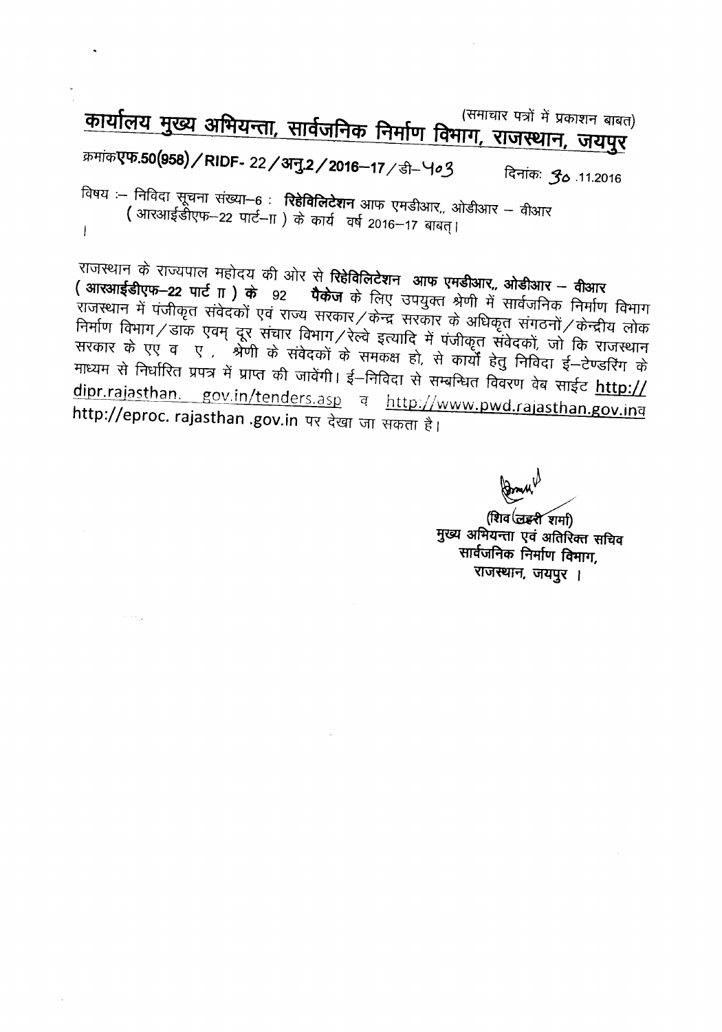(समाचार पत्रों में प्रकाशन बाबत)

# कार्यालय मुख्य अभियन्ता, सार्वजनिक निर्माण विभाग, राजस्थान, जयपुर

क्रमांक**एफ.50(958)/RIDF- 22/अनु.2/2016–17**/डी–403 दिनांकः 30.11.2016

विषय :– निविदा सूचना संख्या–6 : **रिहेविलिटेशन** आफ एमडीआर,, ओडीआर – वीआर (आरआईडीएफ–22 पार्ट–II) के कार्य वर्ष 2016–17 बाबत्।

राजस्थान के राज्यपाल महोदय की ओर से **रिहेविलिटेशन आफ एमडीआर,, ओडीआर – वीआर (आरआईडीएफ–22 पार्ट II) के** 92 **पैकेज** के लिए उपयुक्त श्रेणी में सार्वजनिक निर्माण विभाग राजस्थान में पंजीकृत संवेदकों एवं राज्य सरकार/केन्द्र सरकार के अधिकृत संगठनों/केन्द्रीय लोक निर्माण विभाग/डाक एवम् दूर संचार विभाग/रेल्वे इत्यादि में पंजीकृत संवेदकों, जो कि राजस्थान सरकार के एए व ए, श्रेणी के संवेदकों के समकक्ष हो, से कार्यों हेतु निविदा ई–टेण्डरिंग के माध्यम से निर्धारित प्रपत्र में प्राप्त की जावेंगी। ई–निविदा से सम्बन्धित विवरण वेब साईट http://dipr.rajasthan. gov.in/tenders.asp व http://www.pwd.rajasthan.gov.in व http://eproc. rajasthan .gov.in पर देखा जा सकता है।

(शिव लहरी शर्मा)
मुख्य अभियन्ता एवं अतिरिक्त सचिव
सार्वजनिक निर्माण विभाग,
राजस्थान, जयपुर।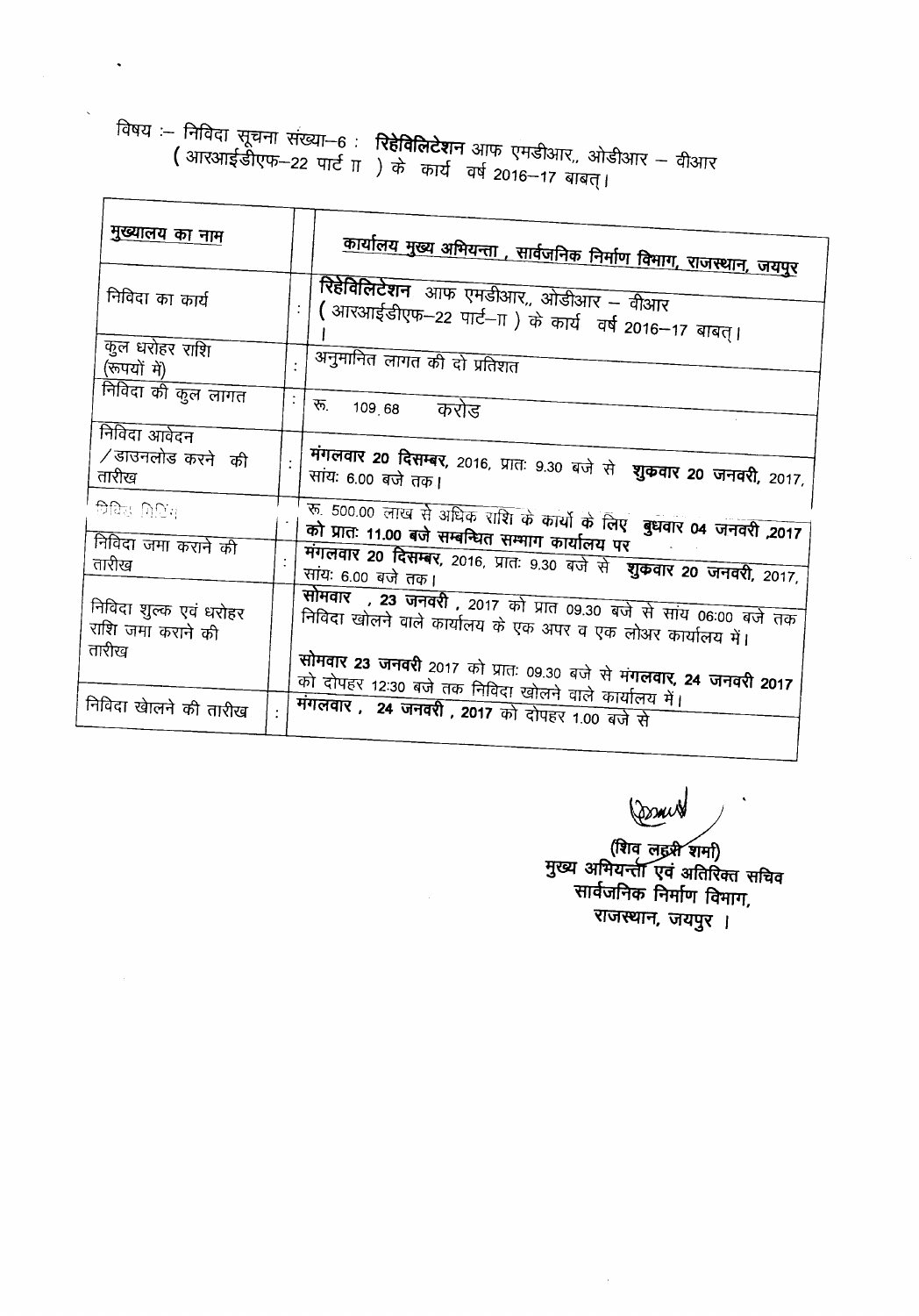विषय :– निविदा सूचना संख्या–6 : **रिहेविलिटेशन** आफ एमडीआर,, ओडीआर – वीआर ( आरआईडीएफ–22 पार्ट ॥ ) के कार्य वर्ष 2016–17 बाबत्।

| मुख्यालय का नाम | | कार्यालय मुख्य अभियन्ता , सार्वजनिक निर्माण विभाग, राजस्थान, जयपुर |
|---|---|---|
| निविदा का कार्य | : | **रिहेविलिटेशन** आफ एमडीआर,, ओडीआर – वीआर ( आरआईडीएफ–22 पार्ट–॥ ) के कार्य वर्ष 2016–17 बाबत्। |
| कुल धरोहर राशि (रूपयों में) | : | अनुमानित लागत की दो प्रतिशत |
| निविदा की कुल लागत | : | रू. 109.68 करोड |
| निविदा आवेदन /डाउनलोड करने की तारीख | : | **मंगलवार 20 दिसम्बर,** 2016, प्रातः 9.30 बजे से **शुक्रवार 20 जनवरी,** 2017, सांयः 6.00 बजे तक। |
| प्रिबिड मिटिंग | : | रू. 500.00 लाख से अधिक राशि के कार्यो के लिए **बुधवार 04 जनवरी ,2017 को प्रातः 11.00 बजे सम्बन्धित सम्भाग कार्यालय पर** |
| निविदा जमा कराने की तारीख | : | **मंगलवार 20 दिसम्बर,** 2016, प्रातः 9.30 बजे से **शुक्रवार 20 जनवरी,** 2017, सांयः 6.00 बजे तक। |
| निविदा शुल्क एवं धरोहर राशि जमा कराने की तारीख | | **सोमवार , 23 जनवरी ,** 2017 को प्रात 09.30 बजे से सांय 06:00 बजे तक निविदा खोलने वाले कार्यालय के एक अपर व एक लोअर कार्यालय में। **सोमवार 23 जनवरी** 2017 को प्रातः 09.30 बजे से **मंगलवार, 24 जनवरी 2017** को दोपहर 12:30 बजे तक निविदा खोलने वाले कार्यालय में। |
| निविदा खोलने की तारीख | : | **मंगलवार , 24 जनवरी , 2017** को दोपहर 1.00 बजे से |

(शिव लहरी शर्मा)
मुख्य अभियन्ता एवं अतिरिक्त सचिव
सार्वजनिक निर्माण विभाग,
राजस्थान, जयपुर ।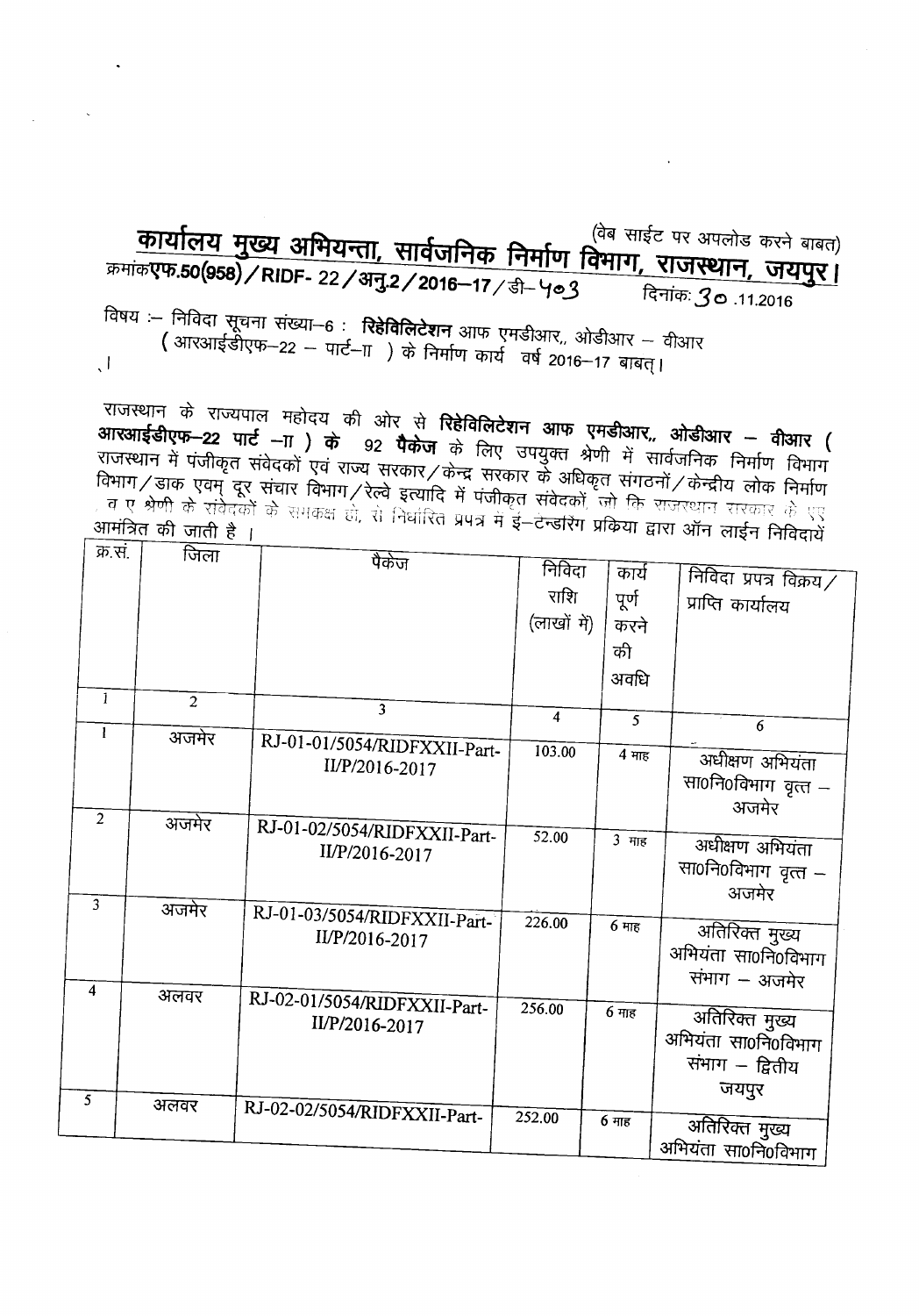(वेब साईट पर अपलोड करने बाबत)

# कार्यालय मुख्य अभियन्ता, सार्वजनिक निर्माण विभाग, राजस्थान, जयपुर।

क्रमांक**एफ.50(958)/RIDF-22/अनु.2/2016–17**/डी–403 दिनांक: 30.11.2016

विषय :– निविदा सूचना संख्या–6 : **रिहेबिलिटेशन** आफ एमडीआर,, ओडीआर – वीआर (आरआईडीएफ–22 – पार्ट–II) के निर्माण कार्य वर्ष 2016–17 बाबत्।

राजस्थान के राज्यपाल महोदय की ओर से **रिहेबिलिटेशन आफ एमडीआर,, ओडीआर – वीआर (आरआईडीएफ–22 पार्ट –II) के 92 पैकेज** के लिए उपयुक्त श्रेणी में सार्वजनिक निर्माण विभाग राजस्थान में पंजीकृत संवेदकों एवं राज्य सरकार/केन्द्र सरकार के अधिकृत संगठनों/केन्द्रीय लोक निर्माण विभाग/डाक एवम् दूर संचार विभाग/रेल्वे इत्यादि में पंजीकृत संवेदकों, जो कि राजस्थान सरकार के एए व ए श्रेणी के संवेदकों के समकक्ष हो, से निर्धारित प्रपत्र में ई–टेन्डरिंग प्रकिया द्वारा ऑन लाईन निविदायें आमंत्रित की जाती है।

| क्र.सं. | जिला | पैकेज | निविदा राशि (लाखों में) | कार्य पूर्ण करने की अवधि | निविदा प्रपत्र विक्रय/प्राप्ति कार्यालय |
|---|---|---|---|---|---|
| 1 | 2 | 3 | 4 | 5 | 6 |
| 1 | अजमेर | RJ-01-01/5054/RIDFXXII-Part-II/P/2016-2017 | 103.00 | 4 माह | अधीक्षण अभियंता सा0नि0विभाग वृत्त – अजमेर |
| 2 | अजमेर | RJ-01-02/5054/RIDFXXII-Part-II/P/2016-2017 | 52.00 | 3 माह | अधीक्षण अभियंता सा0नि0विभाग वृत्त – अजमेर |
| 3 | अजमेर | RJ-01-03/5054/RIDFXXII-Part-II/P/2016-2017 | 226.00 | 6 माह | अतिरिक्त मुख्य अभियंता सा0नि0विभाग संभाग – अजमेर |
| 4 | अलवर | RJ-02-01/5054/RIDFXXII-Part-II/P/2016-2017 | 256.00 | 6 माह | अतिरिक्त मुख्य अभियंता सा0नि0विभाग संभाग – द्वितीय जयपुर |
| 5 | अलवर | RJ-02-02/5054/RIDFXXII-Part- | 252.00 | 6 माह | अतिरिक्त मुख्य अभियंता सा0नि0विभाग |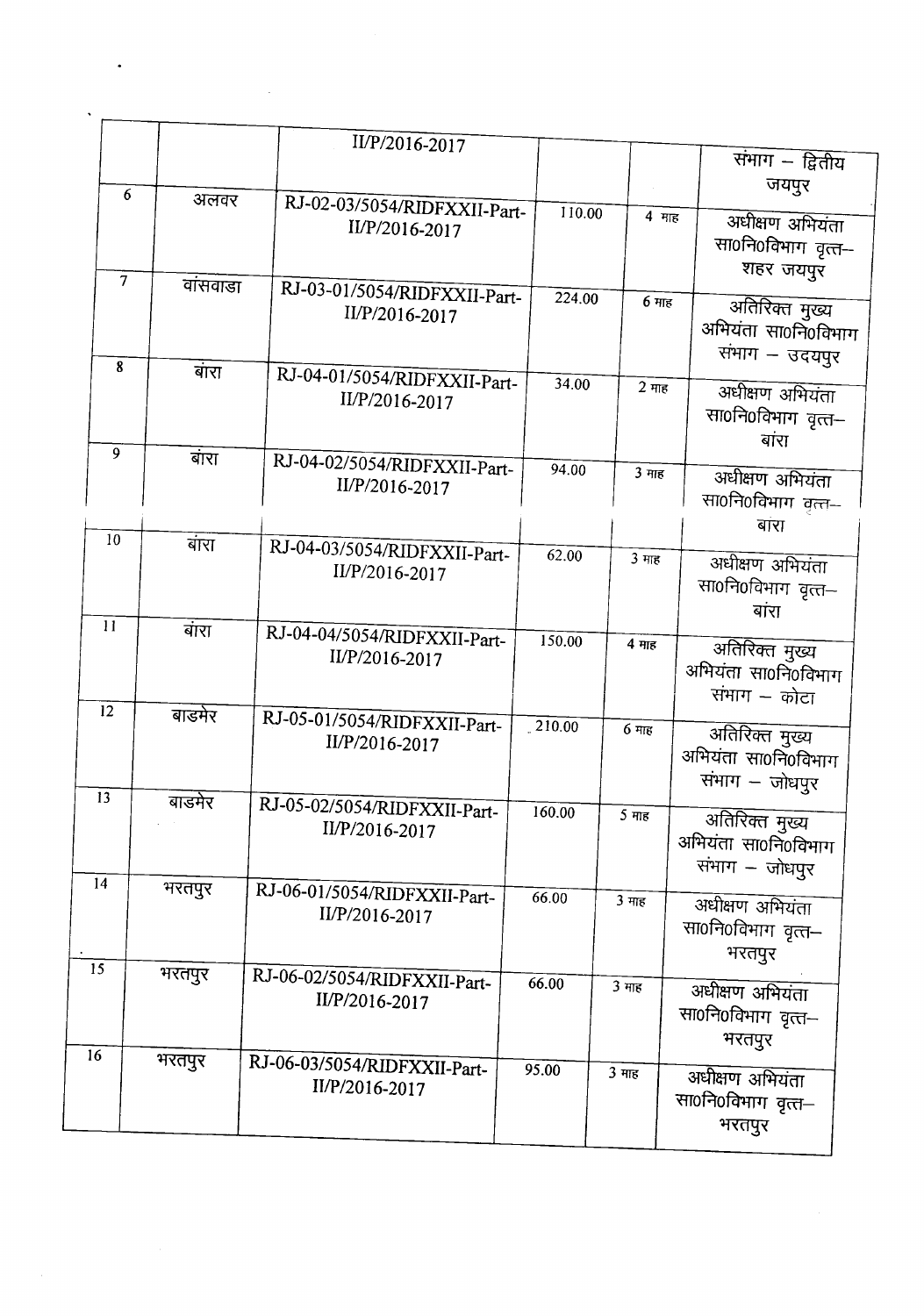|  |  | II/P/2016-2017 |  |  | संभाग – द्वितीय जयपुर |
|---|---|---|---|---|---|
| 6 | अलवर | RJ-02-03/5054/RIDFXXII-Part-II/P/2016-2017 | 110.00 | 4 माह | अधीक्षण अभियंता सा0नि0विभाग वृत्त– शहर जयपुर |
| 7 | वांसवाडा | RJ-03-01/5054/RIDFXXII-Part-II/P/2016-2017 | 224.00 | 6 माह | अतिरिक्त मुख्य अभियंता सा0नि0विभाग संभाग – उदयपुर |
| 8 | बांरा | RJ-04-01/5054/RIDFXXII-Part-II/P/2016-2017 | 34.00 | 2 माह | अधीक्षण अभियंता सा0नि0विभाग वृत्त– बांरा |
| 9 | बांरा | RJ-04-02/5054/RIDFXXII-Part-II/P/2016-2017 | 94.00 | 3 माह | अधीक्षण अभियंता सा0नि0विभाग वृत्त– बांरा |
| 10 | बांरा | RJ-04-03/5054/RIDFXXII-Part-II/P/2016-2017 | 62.00 | 3 माह | अधीक्षण अभियंता सा0नि0विभाग वृत्त– बांरा |
| 11 | बांरा | RJ-04-04/5054/RIDFXXII-Part-II/P/2016-2017 | 150.00 | 4 माह | अतिरिक्त मुख्य अभियंता सा0नि0विभाग संभाग – कोटा |
| 12 | बाडमेर | RJ-05-01/5054/RIDFXXII-Part-II/P/2016-2017 | 210.00 | 6 माह | अतिरिक्त मुख्य अभियंता सा0नि0विभाग संभाग – जोधपुर |
| 13 | बाडमेर | RJ-05-02/5054/RIDFXXII-Part-II/P/2016-2017 | 160.00 | 5 माह | अतिरिक्त मुख्य अभियंता सा0नि0विभाग संभाग – जोधपुर |
| 14 | भरतपुर | RJ-06-01/5054/RIDFXXII-Part-II/P/2016-2017 | 66.00 | 3 माह | अधीक्षण अभियंता सा0नि0विभाग वृत्त– भरतपुर |
| 15 | भरतपुर | RJ-06-02/5054/RIDFXXII-Part-II/P/2016-2017 | 66.00 | 3 माह | अधीक्षण अभियंता सा0नि0विभाग वृत्त– भरतपुर |
| 16 | भरतपुर | RJ-06-03/5054/RIDFXXII-Part-II/P/2016-2017 | 95.00 | 3 माह | अधीक्षण अभियंता सा0नि0विभाग वृत्त– भरतपुर |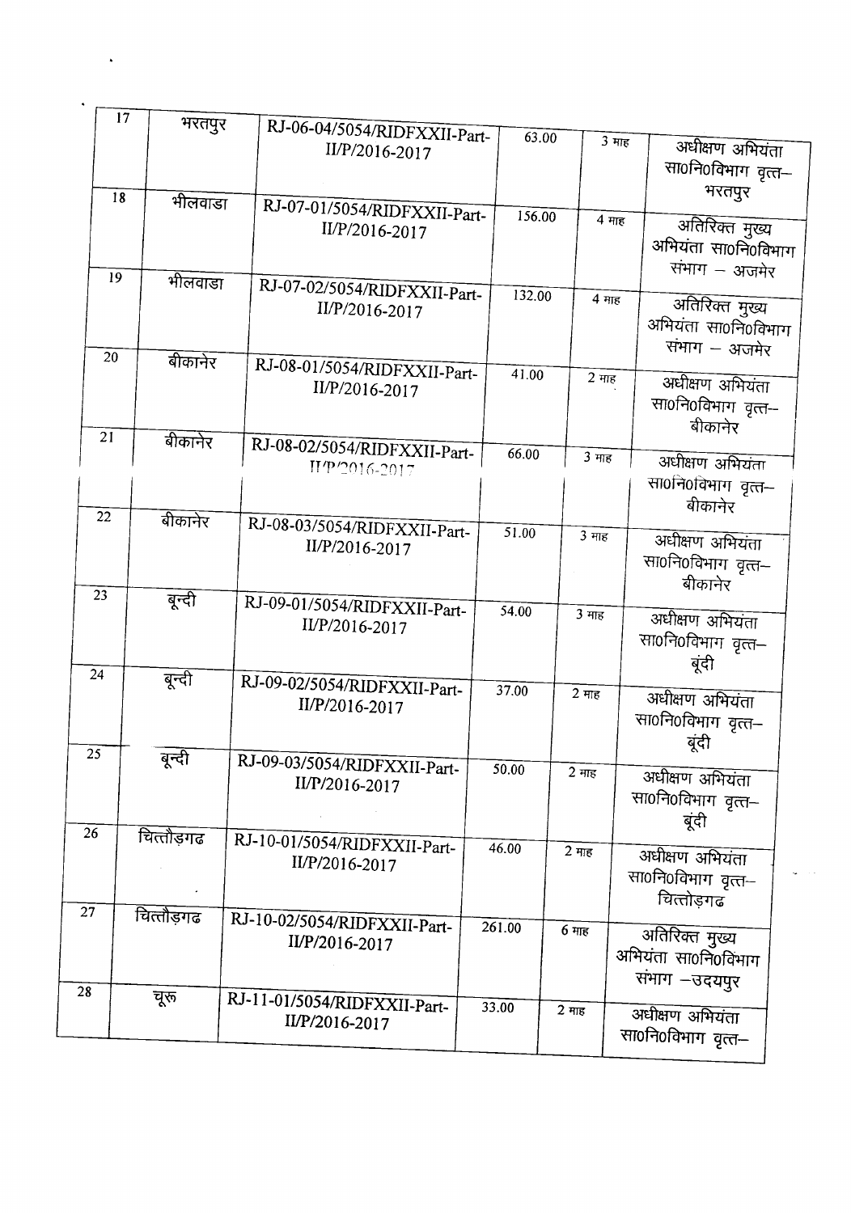| 17 | भरतपुर | RJ-06-04/5054/RIDFXXII-Part-II/P/2016-2017 | 63.00 | 3 माह | अधीक्षण अभियंता सा0नि0विभाग वृत्त–भरतपुर |
|---|---|---|---|---|---|
| 18 | भीलवाडा | RJ-07-01/5054/RIDFXXII-Part-II/P/2016-2017 | 156.00 | 4 माह | अतिरिक्त मुख्य अभियंता सा0नि0विभाग संभाग – अजमेर |
| 19 | भीलवाडा | RJ-07-02/5054/RIDFXXII-Part-II/P/2016-2017 | 132.00 | 4 माह | अतिरिक्त मुख्य अभियंता सा0नि0विभाग संभाग – अजमेर |
| 20 | बीकानेर | RJ-08-01/5054/RIDFXXII-Part-II/P/2016-2017 | 41.00 | 2 माह | अधीक्षण अभियंता सा0नि0विभाग वृत्त–बीकानेर |
| 21 | बीकानेर | RJ-08-02/5054/RIDFXXII-Part-II/P/2016-2017 | 66.00 | 3 माह | अधीक्षण अभियंता सा0नि0विभाग वृत्त–बीकानेर |
| 22 | बीकानेर | RJ-08-03/5054/RIDFXXII-Part-II/P/2016-2017 | 51.00 | 3 माह | अधीक्षण अभियंता सा0नि0विभाग वृत्त–बीकानेर |
| 23 | बून्दी | RJ-09-01/5054/RIDFXXII-Part-II/P/2016-2017 | 54.00 | 3 माह | अधीक्षण अभियंता सा0नि0विभाग वृत्त–बूंदी |
| 24 | बून्दी | RJ-09-02/5054/RIDFXXII-Part-II/P/2016-2017 | 37.00 | 2 माह | अधीक्षण अभियंता सा0नि0विभाग वृत्त–बूंदी |
| 25 | बून्दी | RJ-09-03/5054/RIDFXXII-Part-II/P/2016-2017 | 50.00 | 2 माह | अधीक्षण अभियंता सा0नि0विभाग वृत्त–बूंदी |
| 26 | चित्तौड़गढ | RJ-10-01/5054/RIDFXXII-Part-II/P/2016-2017 | 46.00 | 2 माह | अधीक्षण अभियंता सा0नि0विभाग वृत्त–चित्तोड़गढ |
| 27 | चित्तौड़गढ | RJ-10-02/5054/RIDFXXII-Part-II/P/2016-2017 | 261.00 | 6 माह | अतिरिक्त मुख्य अभियंता सा0नि0विभाग संभाग –उदयपुर |
| 28 | चूरू | RJ-11-01/5054/RIDFXXII-Part-II/P/2016-2017 | 33.00 | 2 माह | अधीक्षण अभियंता सा0नि0विभाग वृत्त– |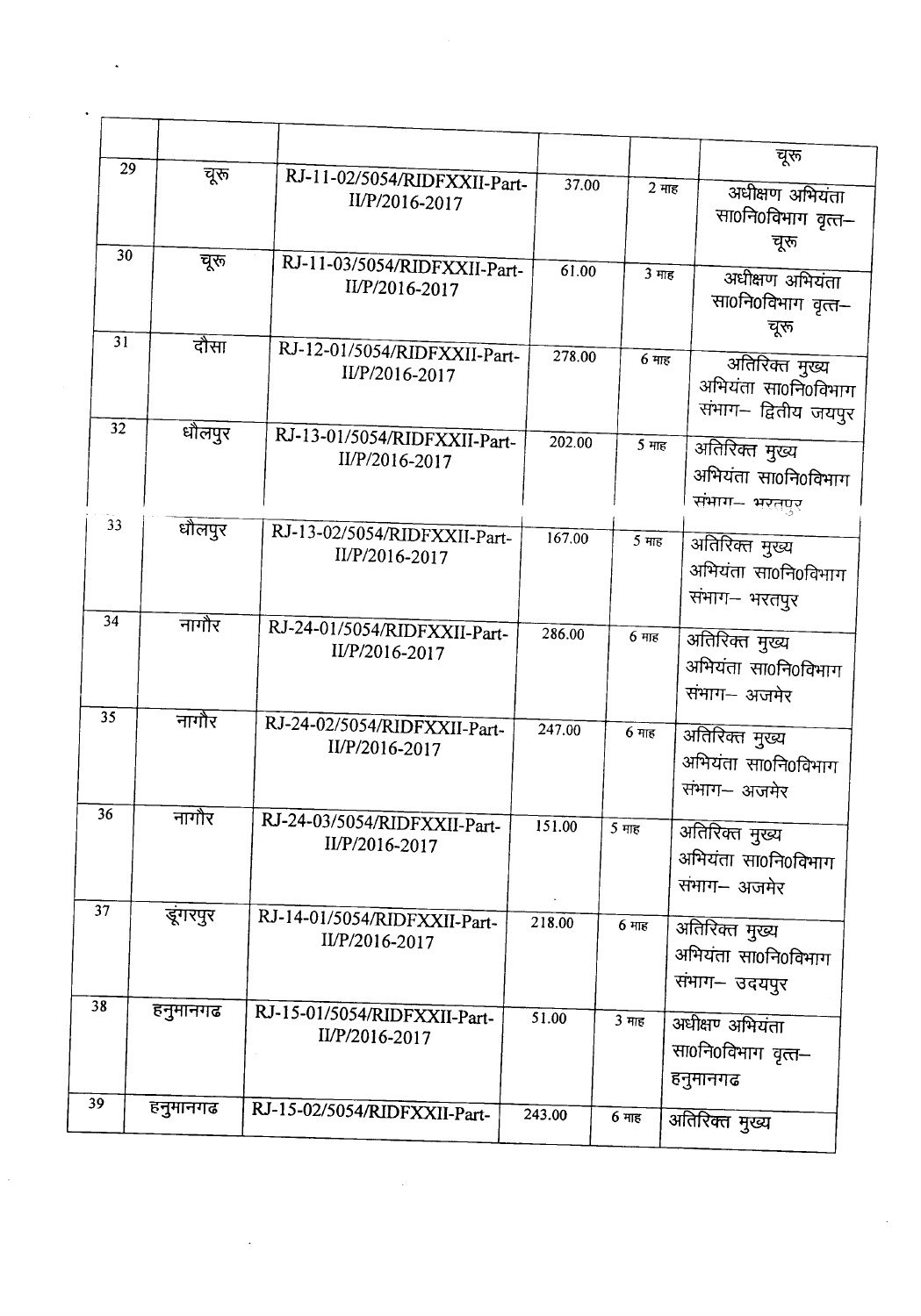|  |  |  |  |  | चूरू |
|---|---|---|---|---|---|
| 29 | चूरू | RJ-11-02/5054/RIDFXXII-Part-II/P/2016-2017 | 37.00 | 2 माह | अधीक्षण अभियंता सा0नि0विभाग वृत्त– चूरू |
| 30 | चूरू | RJ-11-03/5054/RIDFXXII-Part-II/P/2016-2017 | 61.00 | 3 माह | अधीक्षण अभियंता सा0नि0विभाग वृत्त– चूरू |
| 31 | दौसा | RJ-12-01/5054/RIDFXXII-Part-II/P/2016-2017 | 278.00 | 6 माह | अतिरिक्त मुख्य अभियंता सा0नि0विभाग संभाग– द्वितीय जयपुर |
| 32 | धौलपुर | RJ-13-01/5054/RIDFXXII-Part-II/P/2016-2017 | 202.00 | 5 माह | अतिरिक्त मुख्य अभियंता सा0नि0विभाग संभाग– भरतपुर |
| 33 | धौलपुर | RJ-13-02/5054/RIDFXXII-Part-II/P/2016-2017 | 167.00 | 5 माह | अतिरिक्त मुख्य अभियंता सा0नि0विभाग संभाग– भरतपुर |
| 34 | नागौर | RJ-24-01/5054/RIDFXXII-Part-II/P/2016-2017 | 286.00 | 6 माह | अतिरिक्त मुख्य अभियंता सा0नि0विभाग संभाग– अजमेर |
| 35 | नागौर | RJ-24-02/5054/RIDFXXII-Part-II/P/2016-2017 | 247.00 | 6 माह | अतिरिक्त मुख्य अभियंता सा0नि0विभाग संभाग– अजमेर |
| 36 | नागौर | RJ-24-03/5054/RIDFXXII-Part-II/P/2016-2017 | 151.00 | 5 माह | अतिरिक्त मुख्य अभियंता सा0नि0विभाग संभाग– अजमेर |
| 37 | डूंगरपुर | RJ-14-01/5054/RIDFXXII-Part-II/P/2016-2017 | 218.00 | 6 माह | अतिरिक्त मुख्य अभियंता सा0नि0विभाग संभाग– उदयपुर |
| 38 | हनुमानगढ | RJ-15-01/5054/RIDFXXII-Part-II/P/2016-2017 | 51.00 | 3 माह | अधीक्षण अभियंता सा0नि0विभाग वृत्त– हनुमानगढ |
| 39 | हनुमानगढ | RJ-15-02/5054/RIDFXXII-Part- | 243.00 | 6 माह | अतिरिक्त मुख्य |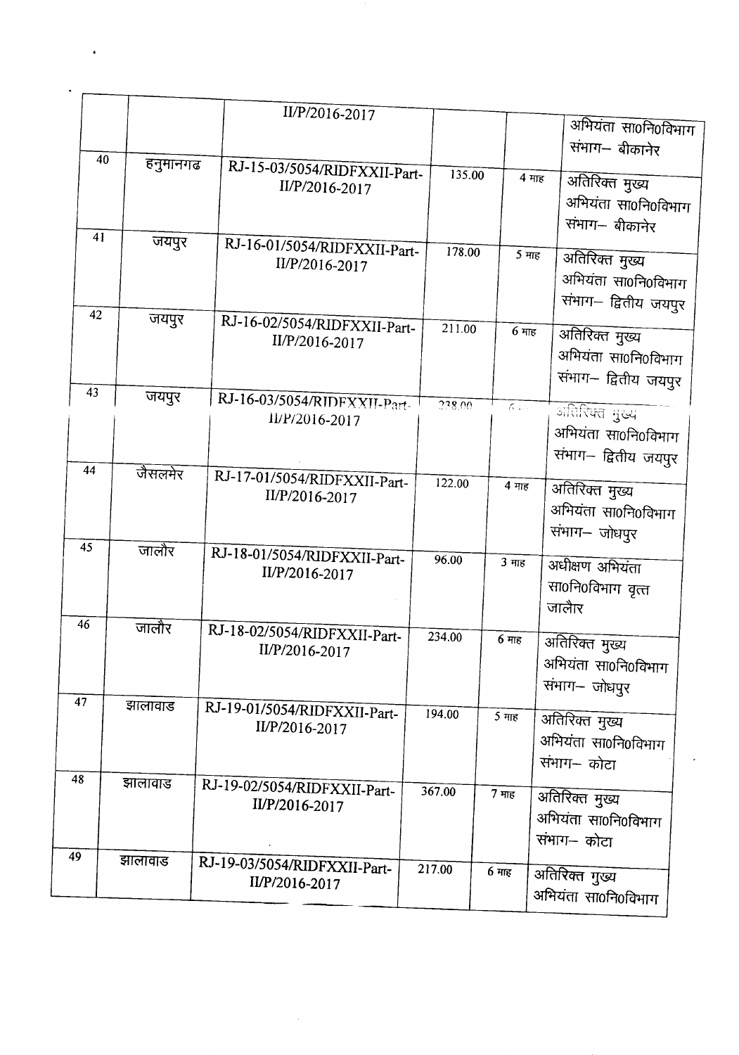|  |  | II/P/2016-2017 |  |  | अभियंता सा0नि0विभाग संभाग– बीकानेर |
|---|---|---|---|---|---|
| 40 | हनुमानगढ | RJ-15-03/5054/RIDFXXII-Part-II/P/2016-2017 | 135.00 | 4 माह | अतिरिक्त मुख्य अभियंता सा0नि0विभाग संभाग– बीकानेर |
| 41 | जयपुर | RJ-16-01/5054/RIDFXXII-Part-II/P/2016-2017 | 178.00 | 5 माह | अतिरिक्त मुख्य अभियंता सा0नि0विभाग संभाग– द्वितीय जयपुर |
| 42 | जयपुर | RJ-16-02/5054/RIDFXXII-Part-II/P/2016-2017 | 211.00 | 6 माह | अतिरिक्त मुख्य अभियंता सा0नि0विभाग संभाग– द्वितीय जयपुर |
| 43 | जयपुर | RJ-16-03/5054/RIDFXXII-Part-II/P/2016-2017 | 238.00 | 6 माह | अतिरिक्त मुख्य अभियंता सा0नि0विभाग संभाग– द्वितीय जयपुर |
| 44 | जैसलमेर | RJ-17-01/5054/RIDFXXII-Part-II/P/2016-2017 | 122.00 | 4 माह | अतिरिक्त मुख्य अभियंता सा0नि0विभाग संभाग– जोधपुर |
| 45 | जालौर | RJ-18-01/5054/RIDFXXII-Part-II/P/2016-2017 | 96.00 | 3 माह | अधीक्षण अभियंता सा0नि0विभाग वृत्त जालौर |
| 46 | जालौर | RJ-18-02/5054/RIDFXXII-Part-II/P/2016-2017 | 234.00 | 6 माह | अतिरिक्त मुख्य अभियंता सा0नि0विभाग संभाग– जोधपुर |
| 47 | झालावाड | RJ-19-01/5054/RIDFXXII-Part-II/P/2016-2017 | 194.00 | 5 माह | अतिरिक्त मुख्य अभियंता सा0नि0विभाग संभाग– कोटा |
| 48 | झालावाड | RJ-19-02/5054/RIDFXXII-Part-II/P/2016-2017 | 367.00 | 7 माह | अतिरिक्त मुख्य अभियंता सा0नि0विभाग संभाग– कोटा |
| 49 | झालावाड | RJ-19-03/5054/RIDFXXII-Part-II/P/2016-2017 | 217.00 | 6 माह | अतिरिक्त मुख्य अभियंता सा0नि0विभाग |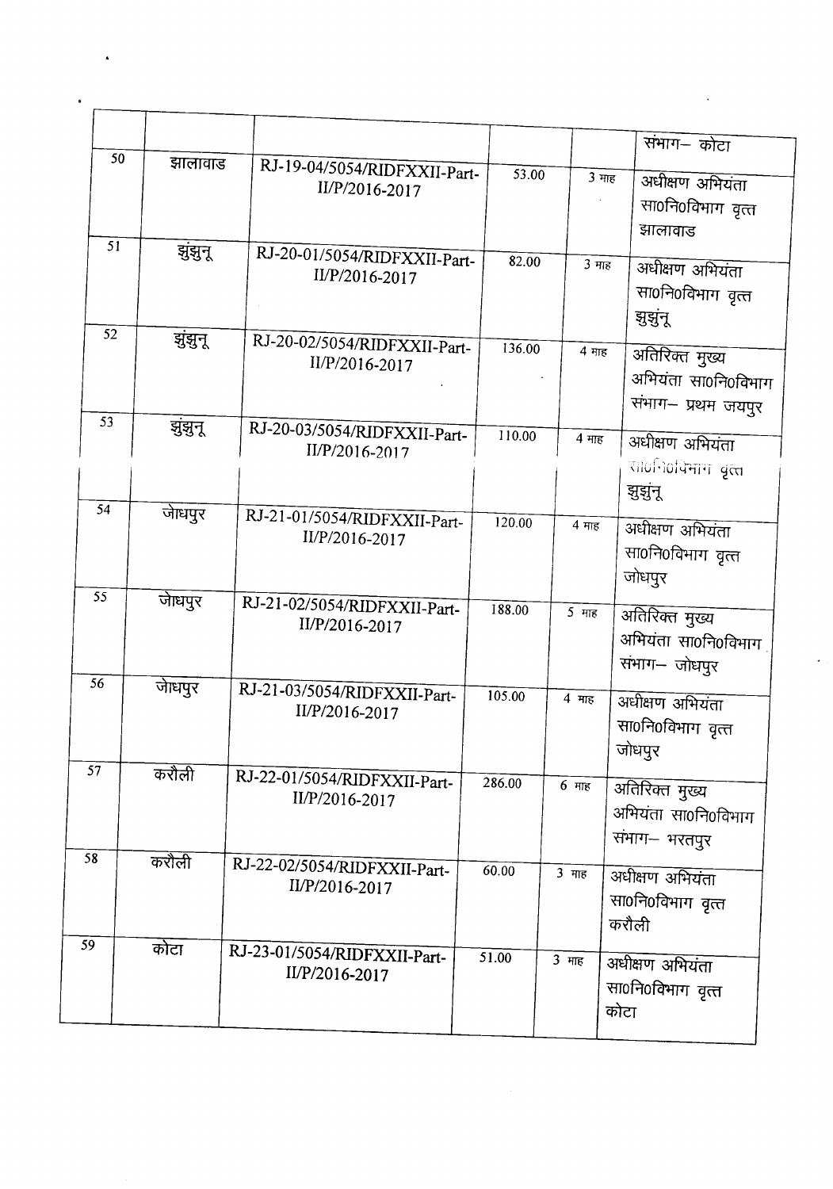| | | | | | |
|---|---|---|---|---|---|
| | | | | | संभाग– कोटा |
| 50 | झालावाड | RJ-19-04/5054/RIDFXXII-Part-II/P/2016-2017 | 53.00 | 3 माह | अधीक्षण अभियंता सा0नि0विभाग वृत्त झालावाड |
| 51 | झुंझनू | RJ-20-01/5054/RIDFXXII-Part-II/P/2016-2017 | 82.00 | 3 माह | अधीक्षण अभियंता सा0नि0विभाग वृत्त झुझुंनू |
| 52 | झुंझनू | RJ-20-02/5054/RIDFXXII-Part-II/P/2016-2017 | 136.00 | 4 माह | अतिरिक्त मुख्य अभियंता सा0नि0विभाग संभाग– प्रथम जयपुर |
| 53 | झुंझनू | RJ-20-03/5054/RIDFXXII-Part-II/P/2016-2017 | 110.00 | 4 माह | अधीक्षण अभियंता सा0नि0विभाग वृत्त झुझुंनू |
| 54 | जेाधपुर | RJ-21-01/5054/RIDFXXII-Part-II/P/2016-2017 | 120.00 | 4 माह | अधीक्षण अभियंता सा0नि0विभाग वृत्त जोधपुर |
| 55 | जेाधपुर | RJ-21-02/5054/RIDFXXII-Part-II/P/2016-2017 | 188.00 | 5 माह | अतिरिक्त मुख्य अभियंता सा0नि0विभाग संभाग– जोधपुर |
| 56 | जेाधपुर | RJ-21-03/5054/RIDFXXII-Part-II/P/2016-2017 | 105.00 | 4 माह | अधीक्षण अभियंता सा0नि0विभाग वृत्त जोधपुर |
| 57 | करौली | RJ-22-01/5054/RIDFXXII-Part-II/P/2016-2017 | 286.00 | 6 माह | अतिरिक्त मुख्य अभियंता सा0नि0विभाग संभाग– भरतपुर |
| 58 | करौली | RJ-22-02/5054/RIDFXXII-Part-II/P/2016-2017 | 60.00 | 3 माह | अधीक्षण अभियंता सा0नि0विभाग वृत्त करौली |
| 59 | कोटा | RJ-23-01/5054/RIDFXXII-Part-II/P/2016-2017 | 51.00 | 3 माह | अधीक्षण अभियंता सा0नि0विभाग वृत्त कोटा |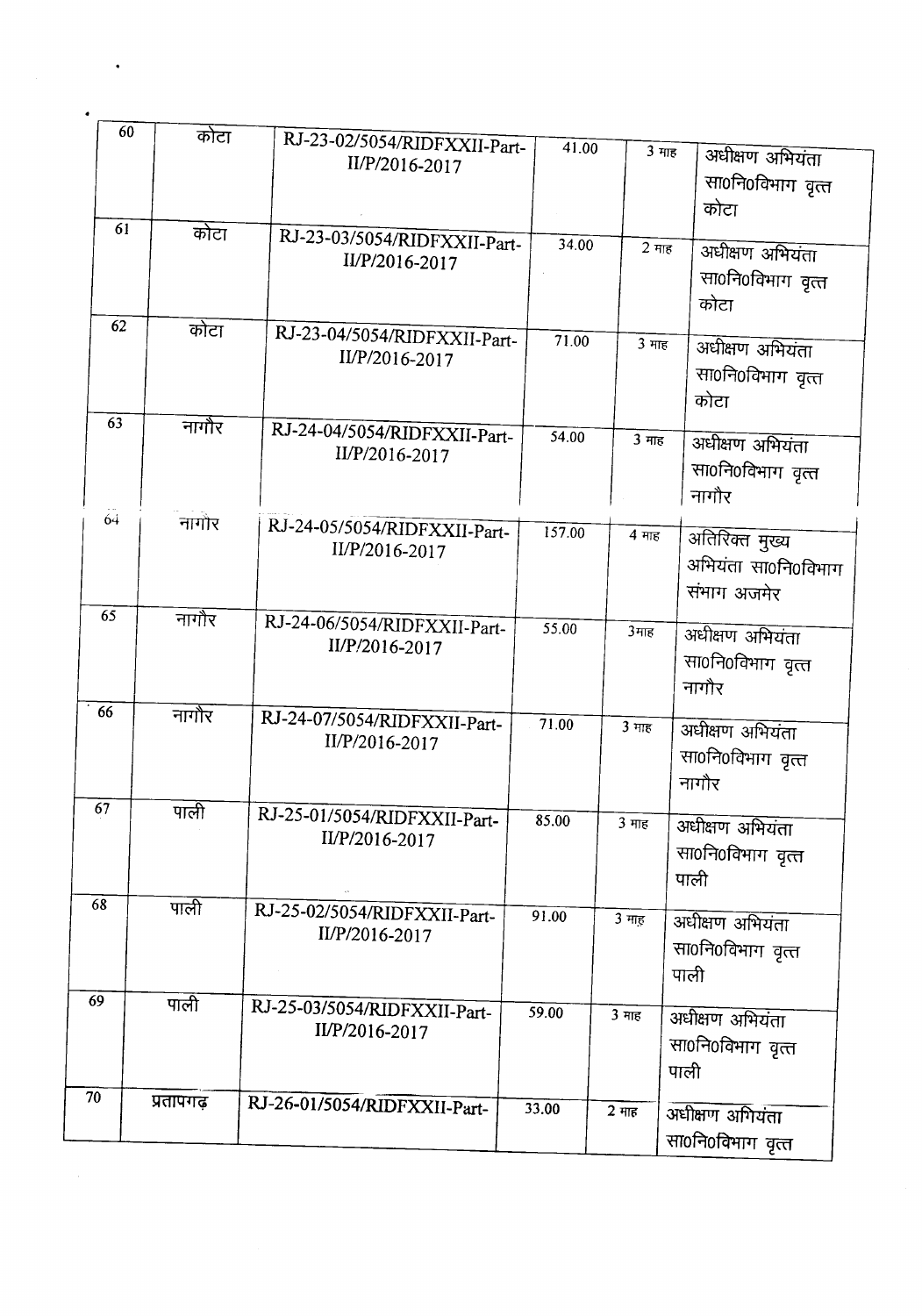| | | | | | |
|---|---|---|---|---|---|
| 60 | कोटा | RJ-23-02/5054/RIDFXXII-Part-II/P/2016-2017 | 41.00 | 3 माह | अधीक्षण अभियंता सा0नि0विभाग वृत्त कोटा |
| 61 | कोटा | RJ-23-03/5054/RIDFXXII-Part-II/P/2016-2017 | 34.00 | 2 माह | अधीक्षण अभियंता सा0नि0विभाग वृत्त कोटा |
| 62 | कोटा | RJ-23-04/5054/RIDFXXII-Part-II/P/2016-2017 | 71.00 | 3 माह | अधीक्षण अभियंता सा0नि0विभाग वृत्त कोटा |
| 63 | नागौर | RJ-24-04/5054/RIDFXXII-Part-II/P/2016-2017 | 54.00 | 3 माह | अधीक्षण अभियंता सा0नि0विभाग वृत्त नागौर |
| 64 | नागौर | RJ-24-05/5054/RIDFXXII-Part-II/P/2016-2017 | 157.00 | 4 माह | अतिरिक्त मुख्य अभियंता सा0नि0विभाग संभाग अजमेर |
| 65 | नागौर | RJ-24-06/5054/RIDFXXII-Part-II/P/2016-2017 | 55.00 | 3माह | अधीक्षण अभियंता सा0नि0विभाग वृत्त नागौर |
| 66 | नागौर | RJ-24-07/5054/RIDFXXII-Part-II/P/2016-2017 | 71.00 | 3 माह | अधीक्षण अभियंता सा0नि0विभाग वृत्त नागौर |
| 67 | पाली | RJ-25-01/5054/RIDFXXII-Part-II/P/2016-2017 | 85.00 | 3 माह | अधीक्षण अभियंता सा0नि0विभाग वृत्त पाली |
| 68 | पाली | RJ-25-02/5054/RIDFXXII-Part-II/P/2016-2017 | 91.00 | 3 माह | अधीक्षण अभियंता सा0नि0विभाग वृत्त पाली |
| 69 | पाली | RJ-25-03/5054/RIDFXXII-Part-II/P/2016-2017 | 59.00 | 3 माह | अधीक्षण अभियंता सा0नि0विभाग वृत्त पाली |
| 70 | प्रतापगढ़ | RJ-26-01/5054/RIDFXXII-Part- | 33.00 | 2 माह | अधीक्षण अभियंता सा0नि0विभाग वृत्त |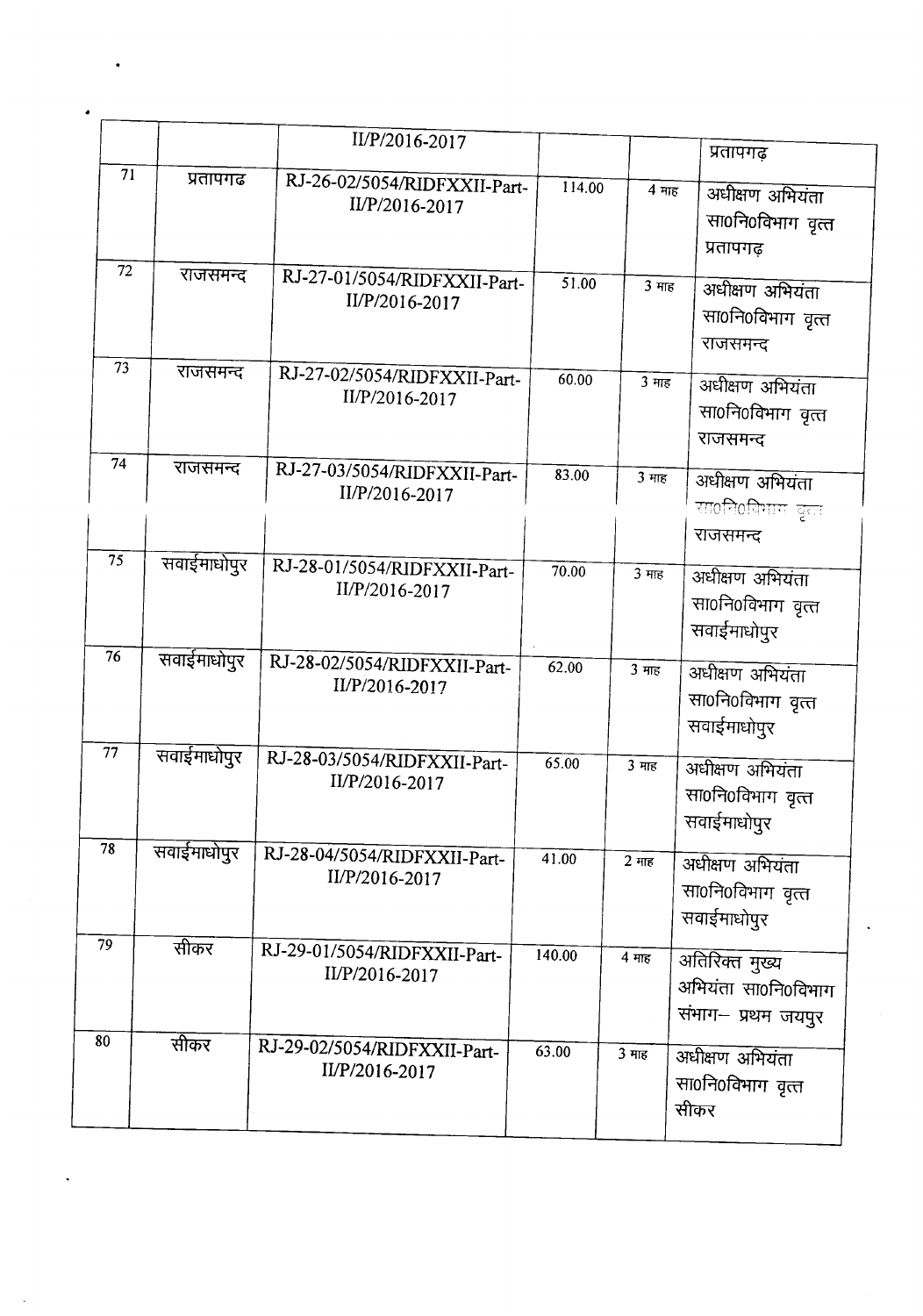| | | II/P/2016-2017 | | | प्रतापगढ़ |
|---|---|---|---|---|---|
| 71 | प्रतापगढ | RJ-26-02/5054/RIDFXXII-Part-II/P/2016-2017 | 114.00 | 4 माह | अधीक्षण अभियंता सा0नि0विभाग वृत्त प्रतापगढ़ |
| 72 | राजसमन्द | RJ-27-01/5054/RIDFXXII-Part-II/P/2016-2017 | 51.00 | 3 माह | अधीक्षण अभियंता सा0नि0विभाग वृत्त राजसमन्द |
| 73 | राजसमन्द | RJ-27-02/5054/RIDFXXII-Part-II/P/2016-2017 | 60.00 | 3 माह | अधीक्षण अभियंता सा0नि0विभाग वृत्त राजसमन्द |
| 74 | राजसमन्द | RJ-27-03/5054/RIDFXXII-Part-II/P/2016-2017 | 83.00 | 3 माह | अधीक्षण अभियंता सा0नि0विभाग वृत्त राजसमन्द |
| 75 | सवाईमाधोपुर | RJ-28-01/5054/RIDFXXII-Part-II/P/2016-2017 | 70.00 | 3 माह | अधीक्षण अभियंता सा0नि0विभाग वृत्त सवाईमाधोपुर |
| 76 | सवाईमाधोपुर | RJ-28-02/5054/RIDFXXII-Part-II/P/2016-2017 | 62.00 | 3 माह | अधीक्षण अभियंता सा0नि0विभाग वृत्त सवाईमाधोपुर |
| 77 | सवाईमाधोपुर | RJ-28-03/5054/RIDFXXII-Part-II/P/2016-2017 | 65.00 | 3 माह | अधीक्षण अभियंता सा0नि0विभाग वृत्त सवाईमाधोपुर |
| 78 | सवाईमाधोपुर | RJ-28-04/5054/RIDFXXII-Part-II/P/2016-2017 | 41.00 | 2 माह | अधीक्षण अभियंता सा0नि0विभाग वृत्त सवाईमाधोपुर |
| 79 | सीकर | RJ-29-01/5054/RIDFXXII-Part-II/P/2016-2017 | 140.00 | 4 माह | अतिरिक्त मुख्य अभियंता सा0नि0विभाग संभाग– प्रथम जयपुर |
| 80 | सीकर | RJ-29-02/5054/RIDFXXII-Part-II/P/2016-2017 | 63.00 | 3 माह | अधीक्षण अभियंता सा0नि0विभाग वृत्त सीकर |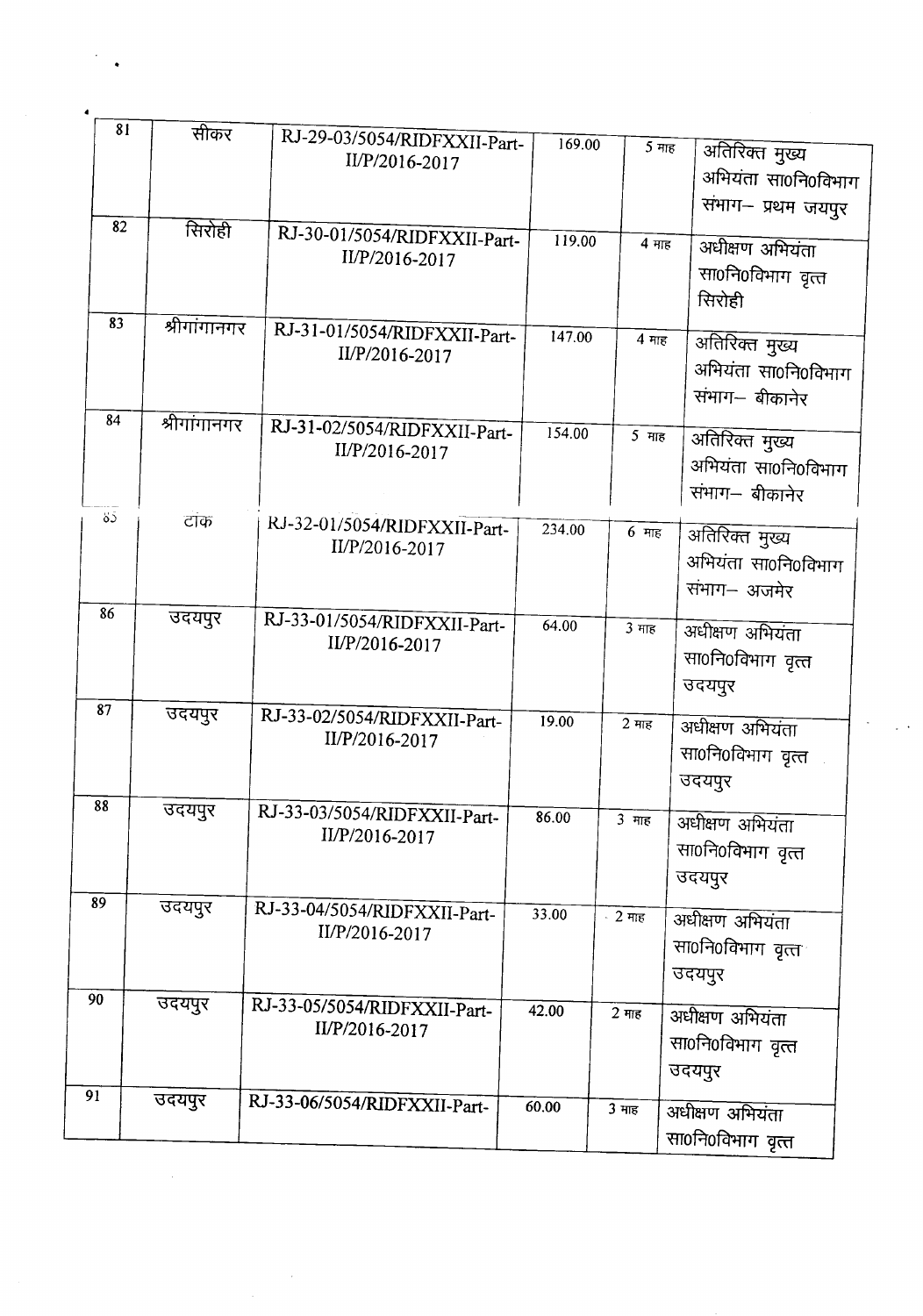| 81 | सीकर | RJ-29-03/5054/RIDFXXII-Part-II/P/2016-2017 | 169.00 | 5 माह | अतिरिक्त मुख्य अभियंता सा0नि0विभाग संभाग– प्रथम जयपुर |
|---|---|---|---|---|---|
| 82 | सिरोही | RJ-30-01/5054/RIDFXXII-Part-II/P/2016-2017 | 119.00 | 4 माह | अधीक्षण अभियंता सा0नि0विभाग वृत्त सिरोही |
| 83 | श्रीगांगानगर | RJ-31-01/5054/RIDFXXII-Part-II/P/2016-2017 | 147.00 | 4 माह | अतिरिक्त मुख्य अभियंता सा0नि0विभाग संभाग– बीकानेर |
| 84 | श्रीगांगानगर | RJ-31-02/5054/RIDFXXII-Part-II/P/2016-2017 | 154.00 | 5 माह | अतिरिक्त मुख्य अभियंता सा0नि0विभाग संभाग– बीकानेर |
| 85 | टोंक | RJ-32-01/5054/RIDFXXII-Part-II/P/2016-2017 | 234.00 | 6 माह | अतिरिक्त मुख्य अभियंता सा0नि0विभाग संभाग– अजमेर |
| 86 | उदयपुर | RJ-33-01/5054/RIDFXXII-Part-II/P/2016-2017 | 64.00 | 3 माह | अधीक्षण अभियंता सा0नि0विभाग वृत्त उदयपुर |
| 87 | उदयपुर | RJ-33-02/5054/RIDFXXII-Part-II/P/2016-2017 | 19.00 | 2 माह | अधीक्षण अभियंता सा0नि0विभाग वृत्त उदयपुर |
| 88 | उदयपुर | RJ-33-03/5054/RIDFXXII-Part-II/P/2016-2017 | 86.00 | 3 माह | अधीक्षण अभियंता सा0नि0विभाग वृत्त उदयपुर |
| 89 | उदयपुर | RJ-33-04/5054/RIDFXXII-Part-II/P/2016-2017 | 33.00 | 2 माह | अधीक्षण अभियंता सा0नि0विभाग वृत्त उदयपुर |
| 90 | उदयपुर | RJ-33-05/5054/RIDFXXII-Part-II/P/2016-2017 | 42.00 | 2 माह | अधीक्षण अभियंता सा0नि0विभाग वृत्त उदयपुर |
| 91 | उदयपुर | RJ-33-06/5054/RIDFXXII-Part- | 60.00 | 3 माह | अधीक्षण अभियंता सा0नि0विभाग वृत्त |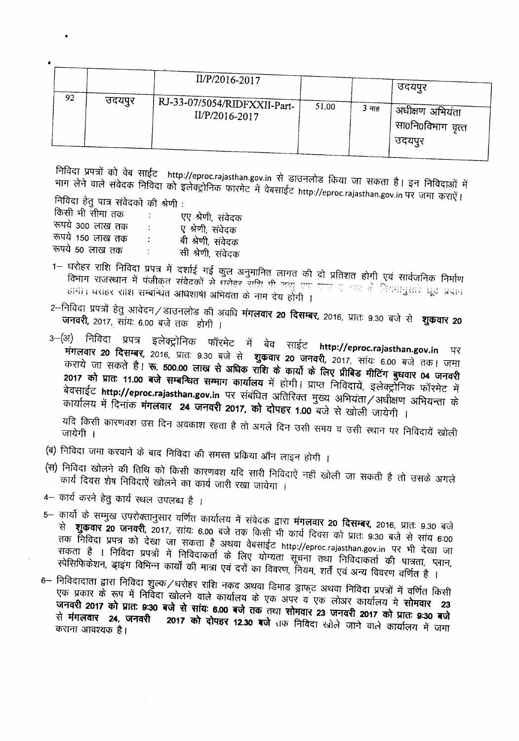| | | II/P/2016-2017 | | | उदयपुर |
|---|---|---|---|---|---|
| 92 | उदयपुर | RJ-33-07/5054/RIDFXXII-Part-II/P/2016-2017 | 51.00 | 3 माह | अधीक्षण अभियंता सा0नि0विभाग वृत्त उदयपुर |

निविदा प्रपत्रों को वेब साईट http://eproc.rajasthan.gov.in से डाउनलोड किया जा सकता है। इन निविदाओं में भाग लेने वाले संवेदक निविदा को इलेक्ट्रोनिक फारमेट में वेबसाईट http://eproc.rajasthan.gov.in पर जमा कराऐं।

निविदा हेतु पात्र संवेदको की श्रेणी :

| | | |
|---|---|---|
| किसी भी सीमा तक | : | एए श्रेणी, संवेदक |
| रूपये 300 लाख तक | : | ए श्रेणी, संवेदक |
| रूपये 150 लाख तक | : | बी श्रेणी, संवेदक |
| रूपये 50 लाख तक | : | सी श्रेणी, संवेदक |

1– धरोहर राशि निविदा प्रपत्र में दर्शाई गई कुल अनुमानित लागत की दो प्रतिशत होगी एवं सार्वजनिक निर्माण विभाग राजस्थान में पंजीकृत संवेदकों से धरोहर राशि भी जमा एस एस र ार के नियमानुसार छूट प्रदान होगी। धरोहर राशि सम्बन्धित अधिशाषी अभियंता के नाम देय होगी ।

2–निविदा प्रपत्रों हेतु आवेदन/डाउनलोड की अवधि **मंगलवार 20 दिसम्बर,** 2016, प्रातः 9.30 बजे से **शुकवार 20 जनवरी,** 2017, सांयः 6.00 बजे तक होगी ।

3–(अ) निविदा प्रपत्र इलेक्ट्रोनिक फॉरमेट में बेव साईट **http://eproc.rajasthan.gov.in** पर **मंगलवार 20 दिसम्बर,** 2016, प्रातः 9.30 बजे से **शुकवार 20 जनवरी,** 2017, सांयः 6.00 बजे तक। जमा कराये जा सकते है। **रू. 500.00 लाख से अधिक राशि के कार्यो के लिए प्रीबिड मीटिंग बुधवार 04 जनवरी 2017 को प्रातः 11.00 बजे सम्बन्धित सम्भाग कार्यालय** में होगी। प्राप्त निविदायें, इलेक्ट्रोनिक फॉरमेट में बेवसाईट **http://eproc.rajasthan.gov.in** पर संबंधित अतिरिक्त मुख्य अभियंता/अधीक्षण अभियन्ता के कार्यालय में दिनांक **मंगलवार 24 जनवरी 2017, को दोपहर 1.00** बजे से खोली जायेगी ।

यदि किसी कारणवश उस दिन अवकाश रहता है तो अगले दिन उसी समय व उसी स्थान पर निविदायें खोली जायेगी ।

(ब) निविदा जमा करवाने के बाद निविदा की समस्त प्रकिया ऑन लाइन होगी ।

(स) निविदा खोलने की तिथि को किसी कारणवश यदि सारी निविदाऐं नहीं खोली जा सकती है तो उसके अगले कार्य दिवस शेष निविदाऐं खोलने का कार्य जारी रखा जायेगा ।

4– कार्य करने हेतु कार्य स्थल उपलब्ध है ।

5– कार्यो के सम्मुख उपरोक्तानुसार वर्णित कार्यालय में संवेदक द्वारा **मंगलवार 20 दिसम्बर,** 2016, प्रातः 9.30 बजे से **शुकवार 20 जनवरी,** 2017, सांयः 6.00 बजे तक किसी भी कार्य दिवस को प्रातः 9:30 बजे से सांय 6:00 तक निविदा प्रपत्र को देखा जा सकता है अथवा वेबसाईट http://eproc.rajasthan.gov.in पर भी देखा जा सकता है । निविदा प्रपत्रों में निविदाकर्ता के लिए योग्यता सूचना तथा निविदाकर्ता की पात्रता, प्लान, स्पेसिफिकेशन, ड्राइंग विभिन्न कार्यों की मात्रा एवं दरों का विवरण, नियम, शर्तें एवं अन्य विवरण वर्णित है ।

6– निविदादाता द्वारा निविदा शुल्क/धरोहर राशि नकद अथवा डिमाड ड्राफ्ट अथवा निविदा प्रपत्रों में वर्णित किसी एक प्रकार के रूप में निविदा खोलने वाले कार्यालय के एक अपर व एक लोअर कार्यालय मे **सोमवार 23 जनवरी 2017 को प्रातः 9:30 बजे से सांयः 6.00 बजे तक** तथा **सोमवार 23 जनवरी 2017 को प्रातः 9:30 बजे से मंगलवार 24, जनवरी 2017 को दोपहर 12.30 बजे** तक निविदा खोले जाने वाले कार्यालय में जमा कराना आवश्यक है।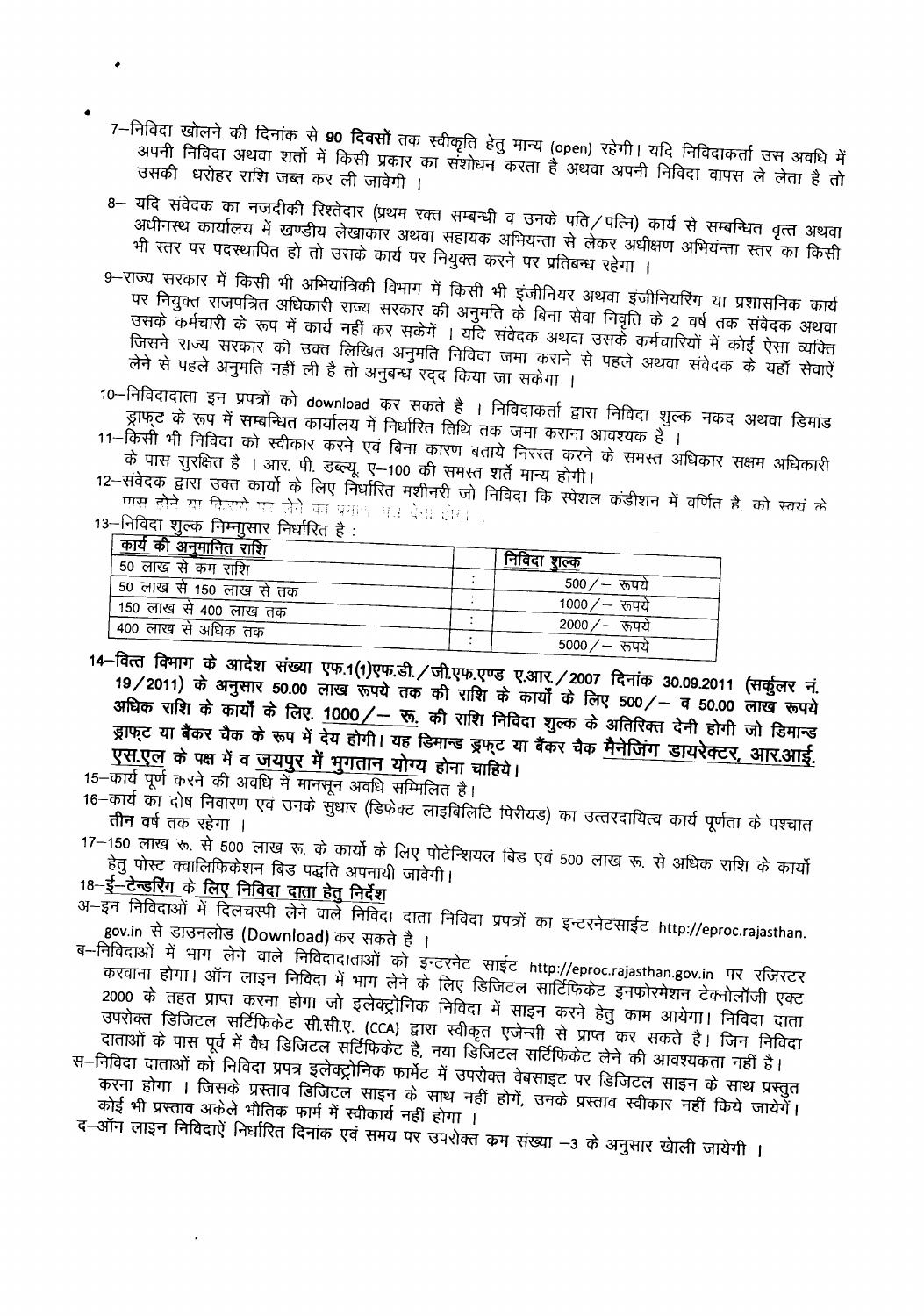7–निविदा खोलने की दिनांक से **90 दिवसों** तक स्वीकृति हेतु मान्य (open) रहेगी। यदि निविदाकर्ता उस अवधि में अपनी निविदा अथवा शर्तों में किसी प्रकार का संशोधन करता है अथवा अपनी निविदा वापस ले लेता है तो उसकी धरोहर राशि जब्त कर ली जावेगी ।

8– यदि संवेदक का नजदीकी रिश्तेदार (प्रथम रक्त सम्बन्धी व उनके पति/पत्नि) कार्य से सम्बन्धित वृत्त अथवा अधीनस्थ कार्यालय में खण्डीय लेखाकार अथवा सहायक अभियन्ता से लेकर अधीक्षण अभियंन्ता स्तर का किसी भी स्तर पर पदस्थापित हो तो उसके कार्य पर नियुक्त करने पर प्रतिबन्ध रहेगा ।

9–राज्य सरकार में किसी भी अभियांत्रिकी विभाग में किसी भी इंजीनियर अथवा इंजीनियरिंग या प्रशासनिक कार्य पर नियुक्त राजपत्रित अधिकारी राज्य सरकार की अनुमति के बिना सेवा निवृति के 2 वर्ष तक संवेदक अथवा उसके कर्मचारी के रूप में कार्य नहीं कर सकेगें । यदि संवेदक अथवा उसके कर्मचारियों में कोई ऐसा व्यक्ति जिसने राज्य सरकार की उक्त लिखित अनुमति निविदा जमा कराने से पहले अथवा संवेदक के यहाँ सेवाऐं लेने से पहले अनुमति नही ली है तो अनुबन्ध रद्द किया जा सकेगा ।

10–निविदादाता इन प्रपत्रों को download कर सकते है । निविदाकर्ता द्वारा निविदा शुल्क नकद अथवा डिमांड ड्राफ्ट के रूप में सम्बन्धित कार्यालय में निर्धारित तिथि तक जमा कराना आवश्यक है ।

11–किसी भी निविदा को स्वीकार करने एवं बिना कारण बताये निरस्त करने के समस्त अधिकार सक्षम अधिकारी के पास सुरक्षित है । आर. पी. डब्ल्यू. ए–100 की समस्त शर्ते मान्य होगी।

12–संवेदक द्वारा उक्त कार्यो के लिए निर्धारित मशीनरी जो निविदा कि स्पेशल कंडीशन में वर्णित है को स्वयं के पास होने या किराये पर लेने का प्रमाण पत्र देना होगा ।

13–निविदा शुल्क निम्नुसार निर्धारित है :

| कार्य की अनुमानित राशि | | निविदा शुल्क |
|---|---|---|
| 50 लाख से कम राशि | : | 500/– रूपये |
| 50 लाख से 150 लाख से तक | : | 1000/– रूपये |
| 150 लाख से 400 लाख तक | : | 2000/– रूपये |
| 400 लाख से अधिक तक | : | 5000/– रूपये |

**14–वित्त विभाग के आदेश संख्या एफ.1(1)एफ.डी./जी.एफ.एण्ड ए.आर./2007 दिनांक 30.09.2011 (सर्कुलर नं. 19/2011) के अनुसार 50.00 लाख रूपये तक की राशि के कार्यों के लिए 500/– व 50.00 लाख रूपये अधिक राशि के कार्यों के लिए. 1000/– रू. की राशि निविदा शुल्क के अतिरिक्त देनी होगी जो डिमान्ड ड्राफ्ट या बैंकर चैक के रूप में देय होगी। यह डिमान्ड ड्रफ्ट या बैंकर चैक मैनेजिंग डायरेक्टर, आर.आई. एस.एल के पक्ष में व जयपुर में भुगतान योग्य होना चाहिये।**

15–कार्य पूर्ण करने की अवधि में मानसून अवधि सम्मिलित है।

16–कार्य का दोष निवारण एवं उनके सुधार (डिफेक्ट लाइबिलिटि पिरीयड) का उत्तरदायित्व कार्य पूर्णता के पश्चात **तीन** वर्ष तक रहेगा ।

17–150 लाख रू. से 500 लाख रू. के कार्यो के लिए पोटेन्शियल बिड एवं 500 लाख रू. से अधिक राशि के कार्यो हेतु पोस्ट क्वालिफिकेशन बिड पद्धति अपनायी जावेगी।

**18–ई–टेन्डरिंग के लिए निविदा दाता हेतु निर्देश**

अ–इन निविदाओं में दिलचस्पी लेने वाले निविदा दाता निविदा प्रपत्रों का इन्टरनेटसाईट http://eproc.rajasthan.gov.in से डाउनलोड (Download) कर सकते है ।

ब–निविदाओं में भाग लेने वाले निविदादाताओं को इन्टरनेट साईट http://eproc.rajasthan.gov.in पर रजिस्टर करवाना होगा। ऑन लाइन निविदा में भाग लेने के लिए डिजिटल सार्टिफिकेट इनफोरमेशन टेक्नोलॉजी एक्ट 2000 के तहत प्राप्त करना होगा जो इलेक्ट्रोनिक निविदा में साइन करने हेतु काम आयेगा। निविदा दाता उपरोक्त डिजिटल सर्टिफिकेट सी.सी.ए. (CCA) द्वारा स्वीकृत एजेन्सी से प्राप्त कर सकते है। जिन निविदा दाताओं के पास पूर्व में वैध डिजिटल सर्टिफिकेट है, नया डिजिटल सर्टिफिकेट लेने की आवश्यकता नहीं है।

स–निविदा दाताओं को निविदा प्रपत्र इलेक्ट्रोनिक फार्मेट में उपरोक्त वेबसाइट पर डिजिटल साइन के साथ प्रस्तुत करना होगा । जिसके प्रस्ताव डिजिटल साइन के साथ नहीं होगें, उनके प्रस्ताव स्वीकार नहीं किये जायेगें। कोई भी प्रस्ताव अकेले भौतिक फार्म में स्वीकार्य नहीं होगा ।

द–ऑन लाइन निविदाऐं निर्धारित दिनांक एवं समय पर उपरोक्त क्रम संख्या –3 के अनुसार खोली जायेगी ।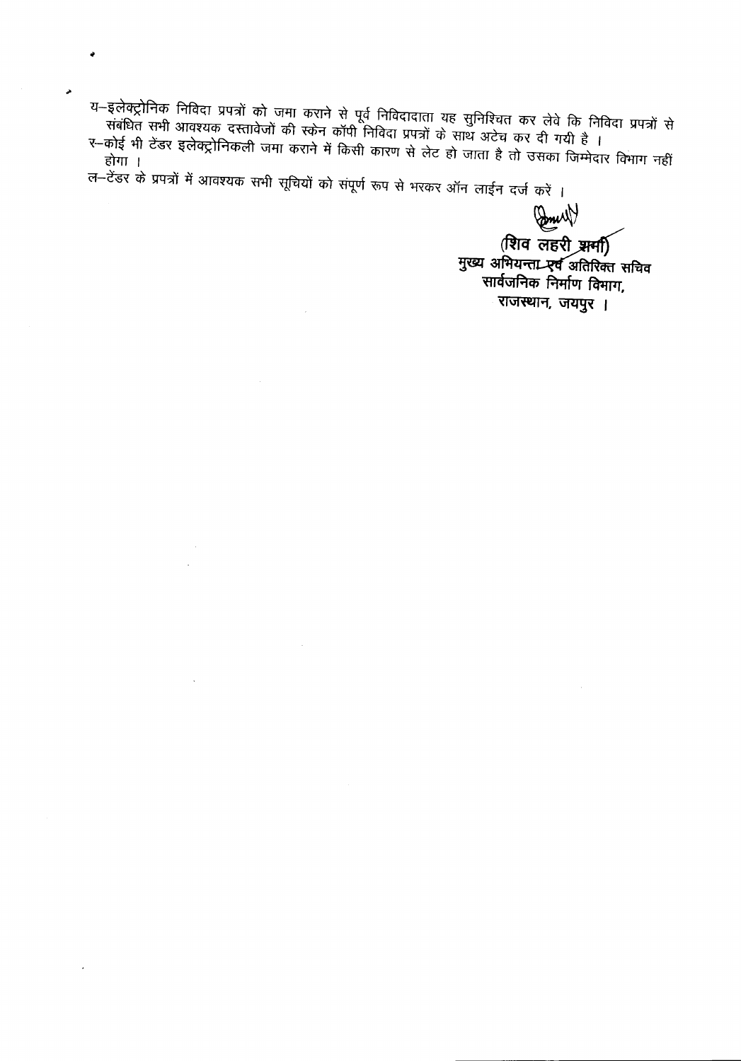य–इलेक्ट्रोनिक निविदा प्रपत्रों को जमा कराने से पूर्व निविदादाता यह सुनिश्चित कर लेवे कि निविदा प्रपत्रों से संबंधित सभी आवश्यक दस्तावेजों की स्केन कॉपी निविदा प्रपत्रों के साथ अटेच कर दी गयी है ।

र–कोई भी टेंडर इलेक्ट्रोनिकली जमा कराने में किसी कारण से लेट हो जाता है तो उसका जिम्मेदार विभाग नहीं होगा ।

ल–टेंडर के प्रपत्रों में आवश्यक सभी सूचियों को संपूर्ण रूप से भरकर ऑन लाईन दर्ज करें ।

(शिव लहरी शर्मा)
मुख्य अभियन्ता एवं अतिरिक्त सचिव
सार्वजनिक निर्माण विभाग,
राजस्थान, जयपुर ।